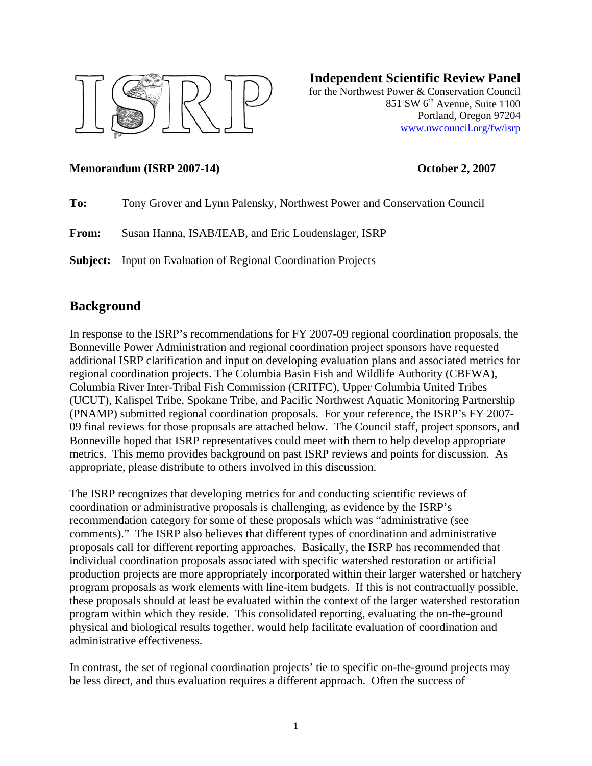**Independent Scientific Review Panel**
for the Northwest Power & Conservation Council
851 SW 6th Avenue, Suite 1100
Portland, Oregon 97204
www.nwcouncil.org/fw/isrp

**Memorandum (ISRP 2007-14)** **October 2, 2007**

**To:** Tony Grover and Lynn Palensky, Northwest Power and Conservation Council

**From:** Susan Hanna, ISAB/IEAB, and Eric Loudenslager, ISRP

**Subject:** Input on Evaluation of Regional Coordination Projects

## Background

In response to the ISRP's recommendations for FY 2007-09 regional coordination proposals, the Bonneville Power Administration and regional coordination project sponsors have requested additional ISRP clarification and input on developing evaluation plans and associated metrics for regional coordination projects. The Columbia Basin Fish and Wildlife Authority (CBFWA), Columbia River Inter-Tribal Fish Commission (CRITFC), Upper Columbia United Tribes (UCUT), Kalispel Tribe, Spokane Tribe, and Pacific Northwest Aquatic Monitoring Partnership (PNAMP) submitted regional coordination proposals. For your reference, the ISRP's FY 2007-09 final reviews for those proposals are attached below. The Council staff, project sponsors, and Bonneville hoped that ISRP representatives could meet with them to help develop appropriate metrics. This memo provides background on past ISRP reviews and points for discussion. As appropriate, please distribute to others involved in this discussion.

The ISRP recognizes that developing metrics for and conducting scientific reviews of coordination or administrative proposals is challenging, as evidence by the ISRP's recommendation category for some of these proposals which was "administrative (see comments)." The ISRP also believes that different types of coordination and administrative proposals call for different reporting approaches. Basically, the ISRP has recommended that individual coordination proposals associated with specific watershed restoration or artificial production projects are more appropriately incorporated within their larger watershed or hatchery program proposals as work elements with line-item budgets. If this is not contractually possible, these proposals should at least be evaluated within the context of the larger watershed restoration program within which they reside. This consolidated reporting, evaluating the on-the-ground physical and biological results together, would help facilitate evaluation of coordination and administrative effectiveness.

In contrast, the set of regional coordination projects' tie to specific on-the-ground projects may be less direct, and thus evaluation requires a different approach. Often the success of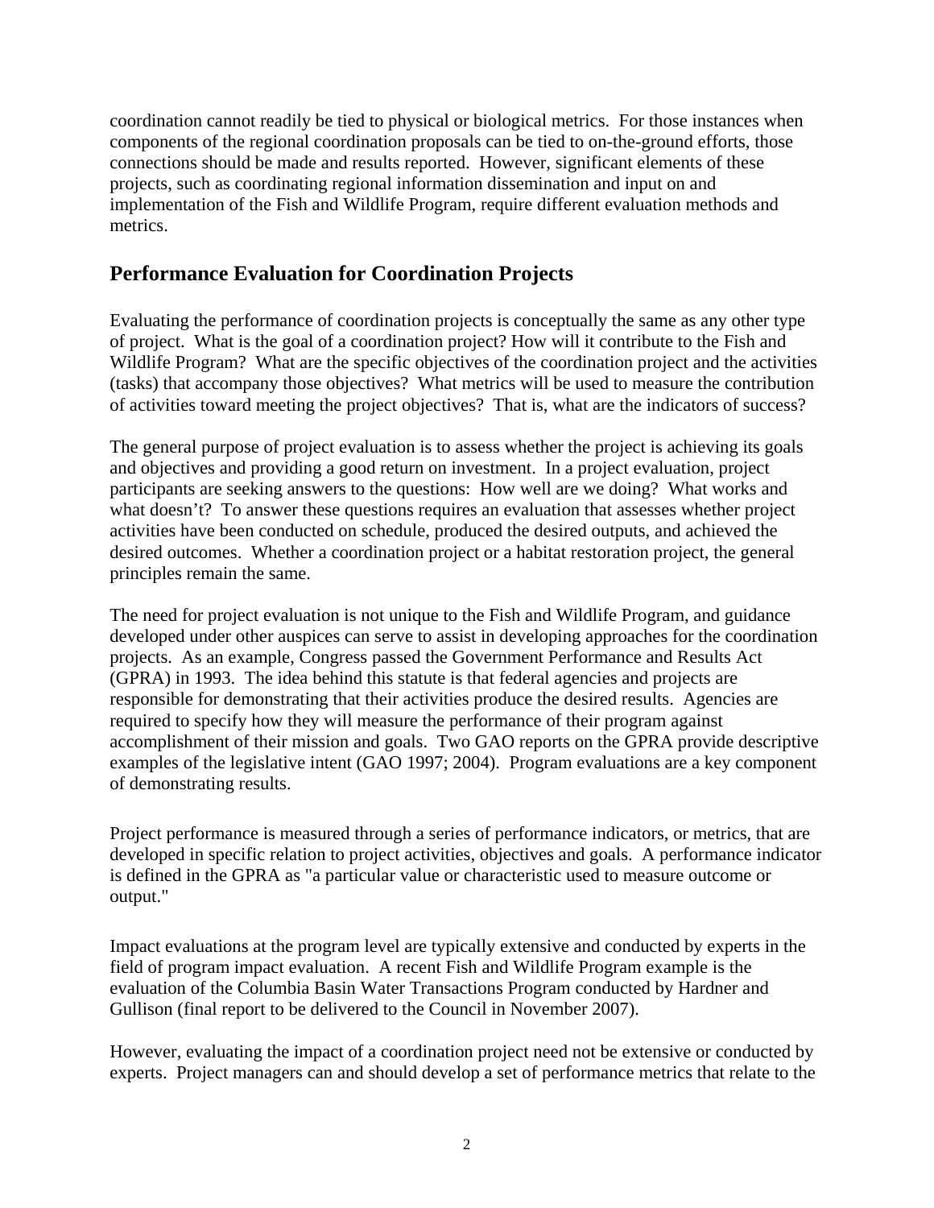coordination cannot readily be tied to physical or biological metrics. For those instances when components of the regional coordination proposals can be tied to on-the-ground efforts, those connections should be made and results reported. However, significant elements of these projects, such as coordinating regional information dissemination and input on and implementation of the Fish and Wildlife Program, require different evaluation methods and metrics.

## Performance Evaluation for Coordination Projects

Evaluating the performance of coordination projects is conceptually the same as any other type of project. What is the goal of a coordination project? How will it contribute to the Fish and Wildlife Program? What are the specific objectives of the coordination project and the activities (tasks) that accompany those objectives? What metrics will be used to measure the contribution of activities toward meeting the project objectives? That is, what are the indicators of success?

The general purpose of project evaluation is to assess whether the project is achieving its goals and objectives and providing a good return on investment. In a project evaluation, project participants are seeking answers to the questions: How well are we doing? What works and what doesn't? To answer these questions requires an evaluation that assesses whether project activities have been conducted on schedule, produced the desired outputs, and achieved the desired outcomes. Whether a coordination project or a habitat restoration project, the general principles remain the same.

The need for project evaluation is not unique to the Fish and Wildlife Program, and guidance developed under other auspices can serve to assist in developing approaches for the coordination projects. As an example, Congress passed the Government Performance and Results Act (GPRA) in 1993. The idea behind this statute is that federal agencies and projects are responsible for demonstrating that their activities produce the desired results. Agencies are required to specify how they will measure the performance of their program against accomplishment of their mission and goals. Two GAO reports on the GPRA provide descriptive examples of the legislative intent (GAO 1997; 2004). Program evaluations are a key component of demonstrating results.

Project performance is measured through a series of performance indicators, or metrics, that are developed in specific relation to project activities, objectives and goals. A performance indicator is defined in the GPRA as "a particular value or characteristic used to measure outcome or output."

Impact evaluations at the program level are typically extensive and conducted by experts in the field of program impact evaluation. A recent Fish and Wildlife Program example is the evaluation of the Columbia Basin Water Transactions Program conducted by Hardner and Gullison (final report to be delivered to the Council in November 2007).

However, evaluating the impact of a coordination project need not be extensive or conducted by experts. Project managers can and should develop a set of performance metrics that relate to the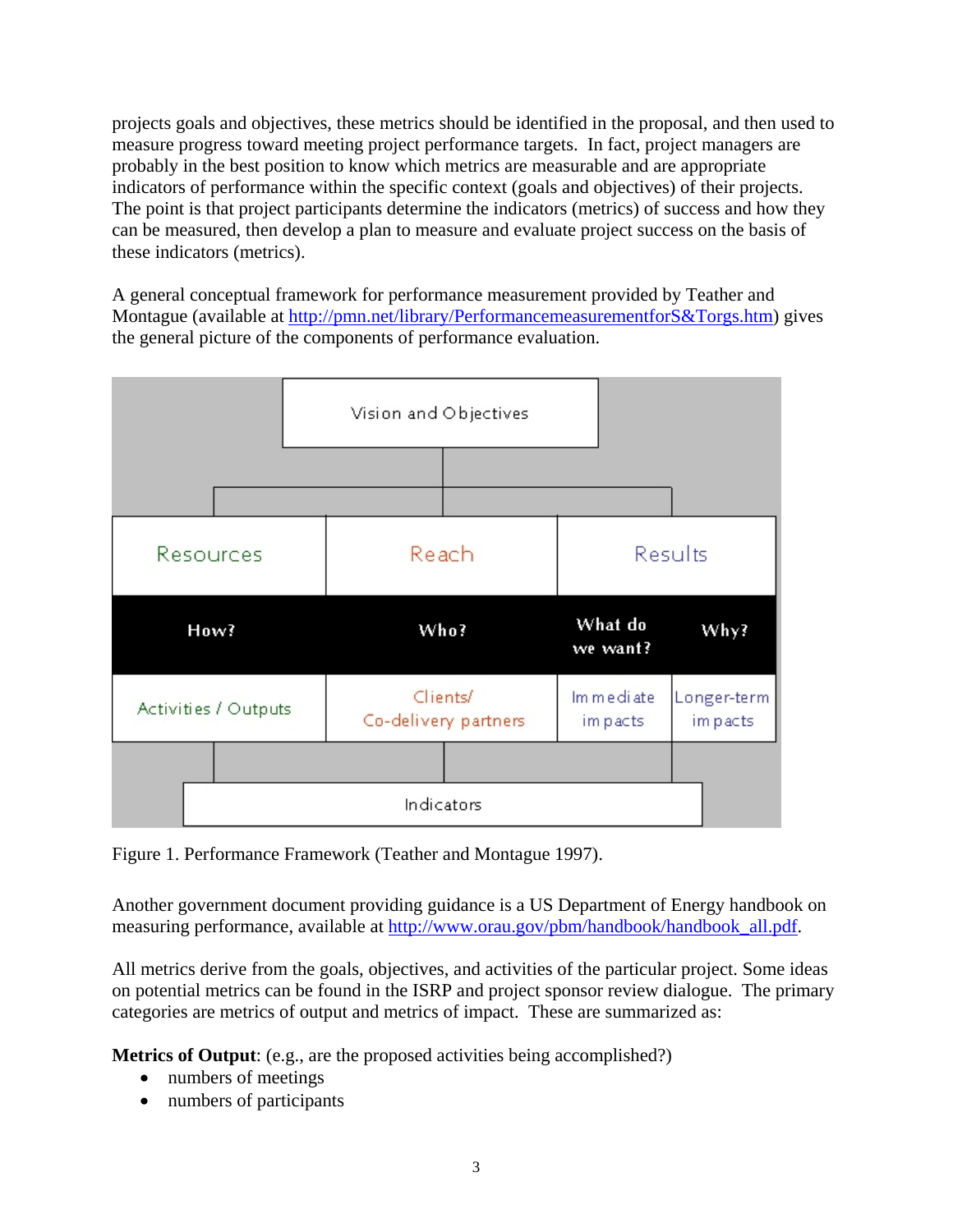projects goals and objectives, these metrics should be identified in the proposal, and then used to measure progress toward meeting project performance targets. In fact, project managers are probably in the best position to know which metrics are measurable and are appropriate indicators of performance within the specific context (goals and objectives) of their projects. The point is that project participants determine the indicators (metrics) of success and how they can be measured, then develop a plan to measure and evaluate project success on the basis of these indicators (metrics).

A general conceptual framework for performance measurement provided by Teather and Montague (available at http://pmn.net/library/PerformancemeasurementforS&Torgs.htm) gives the general picture of the components of performance evaluation.

Vision and Objectives

| Resources | Reach | Results | |
|---|---|---|---|
| How? | Who? | What do we want? | Why? |
| Activities / Outputs | Clients/ Co-delivery partners | Immediate impacts | Longer-term impacts |

Indicators

Figure 1. Performance Framework (Teather and Montague 1997).

Another government document providing guidance is a US Department of Energy handbook on measuring performance, available at http://www.orau.gov/pbm/handbook/handbook_all.pdf.

All metrics derive from the goals, objectives, and activities of the particular project. Some ideas on potential metrics can be found in the ISRP and project sponsor review dialogue. The primary categories are metrics of output and metrics of impact. These are summarized as:

**Metrics of Output**: (e.g., are the proposed activities being accomplished?)

- numbers of meetings
- numbers of participants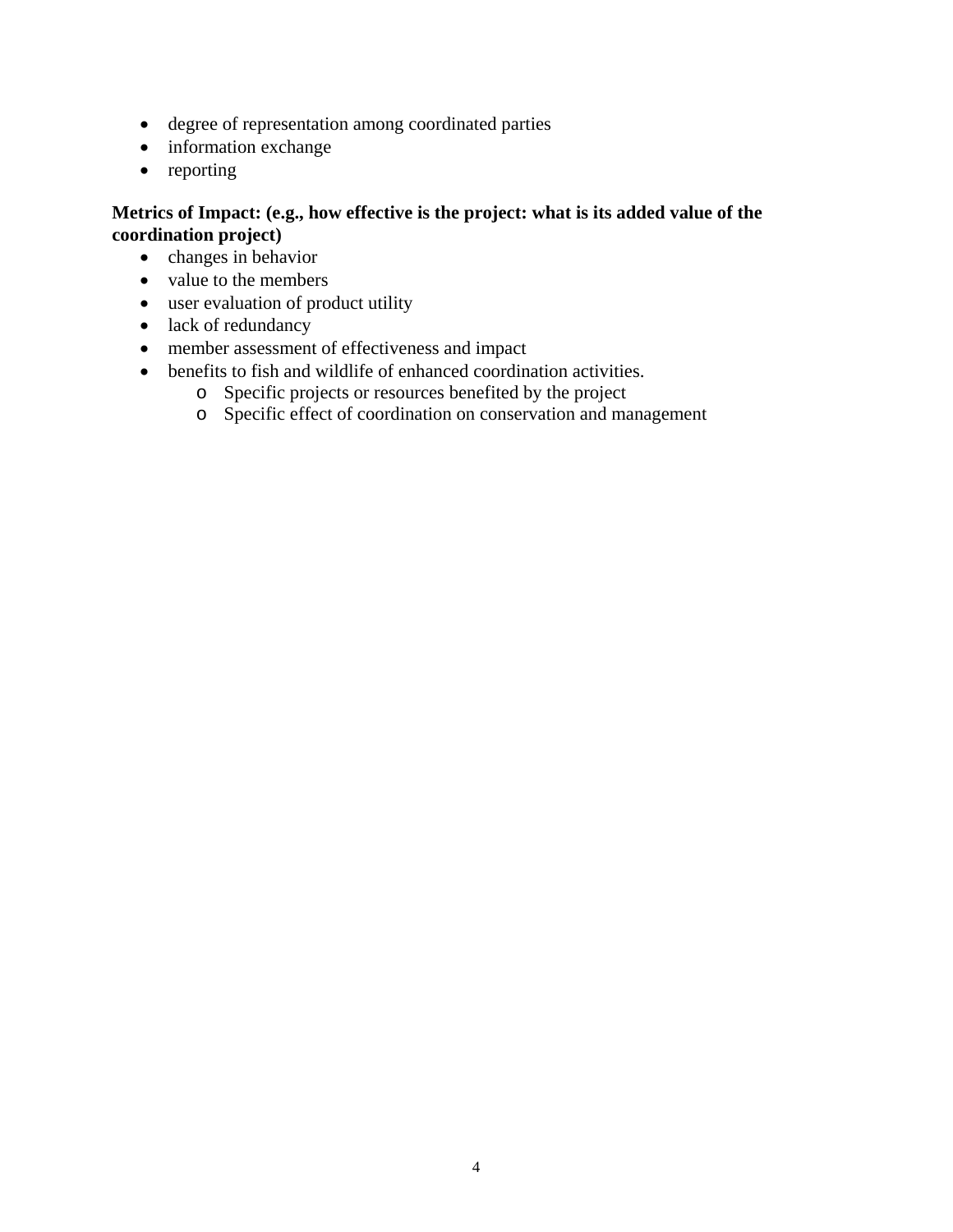- degree of representation among coordinated parties
- information exchange
- reporting

**Metrics of Impact: (e.g., how effective is the project: what is its added value of the coordination project)**

- changes in behavior
- value to the members
- user evaluation of product utility
- lack of redundancy
- member assessment of effectiveness and impact
- benefits to fish and wildlife of enhanced coordination activities.
  - Specific projects or resources benefited by the project
  - Specific effect of coordination on conservation and management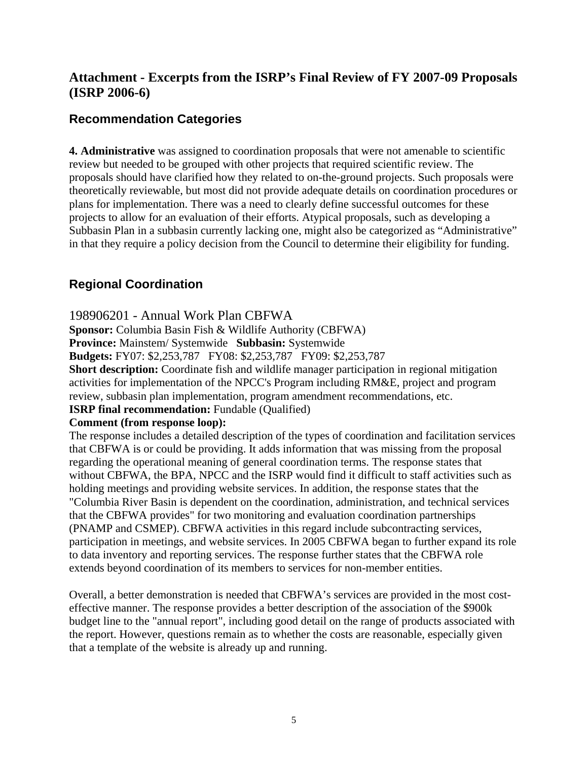## Attachment - Excerpts from the ISRP's Final Review of FY 2007-09 Proposals (ISRP 2006-6)

### Recommendation Categories

**4. Administrative** was assigned to coordination proposals that were not amenable to scientific review but needed to be grouped with other projects that required scientific review. The proposals should have clarified how they related to on-the-ground projects. Such proposals were theoretically reviewable, but most did not provide adequate details on coordination procedures or plans for implementation. There was a need to clearly define successful outcomes for these projects to allow for an evaluation of their efforts. Atypical proposals, such as developing a Subbasin Plan in a subbasin currently lacking one, might also be categorized as "Administrative" in that they require a policy decision from the Council to determine their eligibility for funding.

### Regional Coordination

198906201 - Annual Work Plan CBFWA

**Sponsor:** Columbia Basin Fish & Wildlife Authority (CBFWA)

**Province:** Mainstem/ Systemwide **Subbasin:** Systemwide

**Budgets:** FY07: $2,253,787 FY08: $2,253,787 FY09: $2,253,787

**Short description:** Coordinate fish and wildlife manager participation in regional mitigation activities for implementation of the NPCC's Program including RM&E, project and program review, subbasin plan implementation, program amendment recommendations, etc.

**ISRP final recommendation:** Fundable (Qualified)

**Comment (from response loop):**

The response includes a detailed description of the types of coordination and facilitation services that CBFWA is or could be providing. It adds information that was missing from the proposal regarding the operational meaning of general coordination terms. The response states that without CBFWA, the BPA, NPCC and the ISRP would find it difficult to staff activities such as holding meetings and providing website services. In addition, the response states that the "Columbia River Basin is dependent on the coordination, administration, and technical services that the CBFWA provides" for two monitoring and evaluation coordination partnerships (PNAMP and CSMEP). CBFWA activities in this regard include subcontracting services, participation in meetings, and website services. In 2005 CBFWA began to further expand its role to data inventory and reporting services. The response further states that the CBFWA role extends beyond coordination of its members to services for non-member entities.

Overall, a better demonstration is needed that CBFWA's services are provided in the most cost-effective manner. The response provides a better description of the association of the $900k budget line to the "annual report", including good detail on the range of products associated with the report. However, questions remain as to whether the costs are reasonable, especially given that a template of the website is already up and running.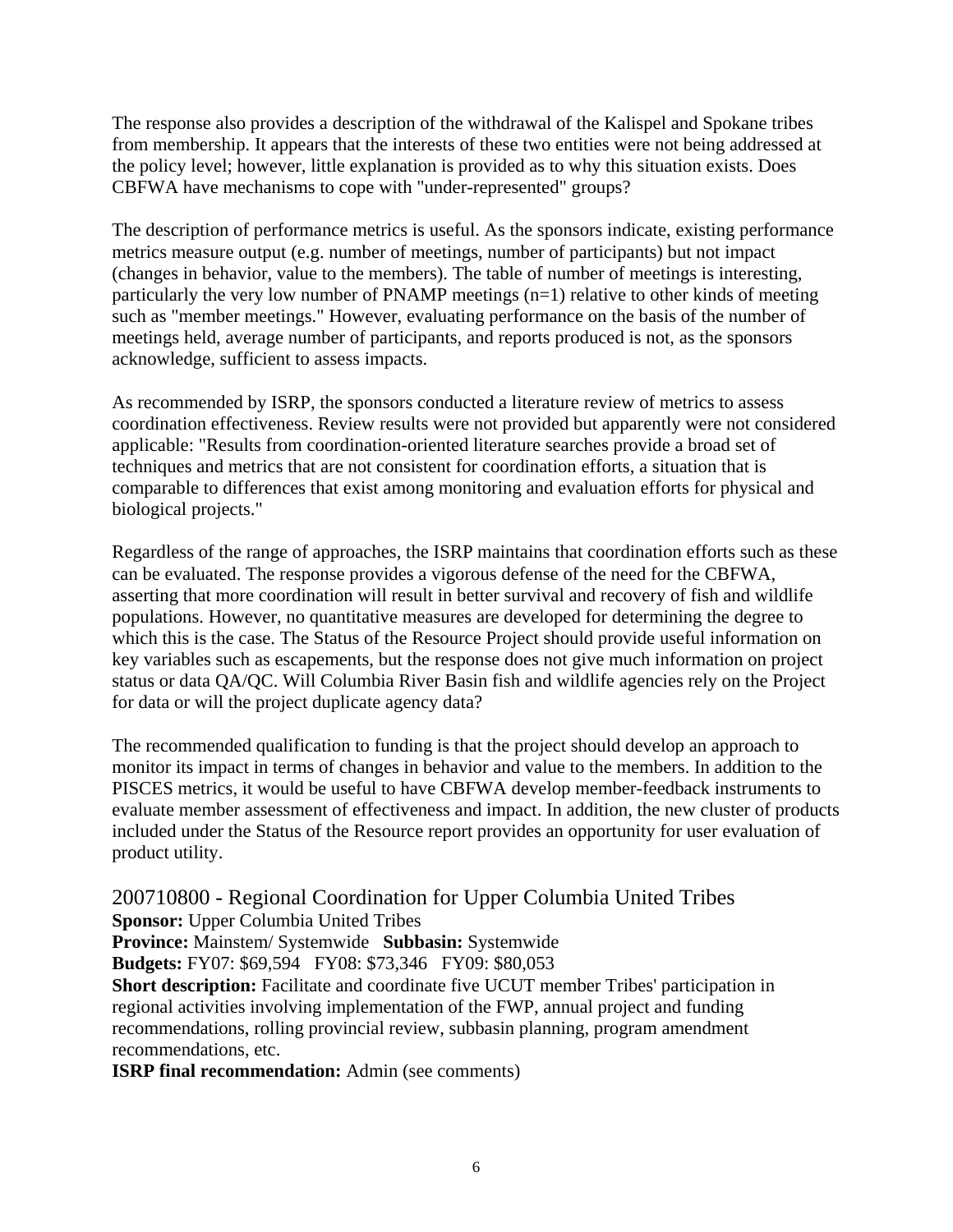The response also provides a description of the withdrawal of the Kalispel and Spokane tribes from membership. It appears that the interests of these two entities were not being addressed at the policy level; however, little explanation is provided as to why this situation exists. Does CBFWA have mechanisms to cope with "under-represented" groups?

The description of performance metrics is useful. As the sponsors indicate, existing performance metrics measure output (e.g. number of meetings, number of participants) but not impact (changes in behavior, value to the members). The table of number of meetings is interesting, particularly the very low number of PNAMP meetings (n=1) relative to other kinds of meeting such as "member meetings." However, evaluating performance on the basis of the number of meetings held, average number of participants, and reports produced is not, as the sponsors acknowledge, sufficient to assess impacts.

As recommended by ISRP, the sponsors conducted a literature review of metrics to assess coordination effectiveness. Review results were not provided but apparently were not considered applicable: "Results from coordination-oriented literature searches provide a broad set of techniques and metrics that are not consistent for coordination efforts, a situation that is comparable to differences that exist among monitoring and evaluation efforts for physical and biological projects."

Regardless of the range of approaches, the ISRP maintains that coordination efforts such as these can be evaluated. The response provides a vigorous defense of the need for the CBFWA, asserting that more coordination will result in better survival and recovery of fish and wildlife populations. However, no quantitative measures are developed for determining the degree to which this is the case. The Status of the Resource Project should provide useful information on key variables such as escapements, but the response does not give much information on project status or data QA/QC. Will Columbia River Basin fish and wildlife agencies rely on the Project for data or will the project duplicate agency data?

The recommended qualification to funding is that the project should develop an approach to monitor its impact in terms of changes in behavior and value to the members. In addition to the PISCES metrics, it would be useful to have CBFWA develop member-feedback instruments to evaluate member assessment of effectiveness and impact. In addition, the new cluster of products included under the Status of the Resource report provides an opportunity for user evaluation of product utility.

## 200710800 - Regional Coordination for Upper Columbia United Tribes

**Sponsor:** Upper Columbia United Tribes
**Province:** Mainstem/ Systemwide **Subbasin:** Systemwide
**Budgets:** FY07: $69,594 FY08: $73,346 FY09: $80,053
**Short description:** Facilitate and coordinate five UCUT member Tribes' participation in regional activities involving implementation of the FWP, annual project and funding recommendations, rolling provincial review, subbasin planning, program amendment recommendations, etc.
**ISRP final recommendation:** Admin (see comments)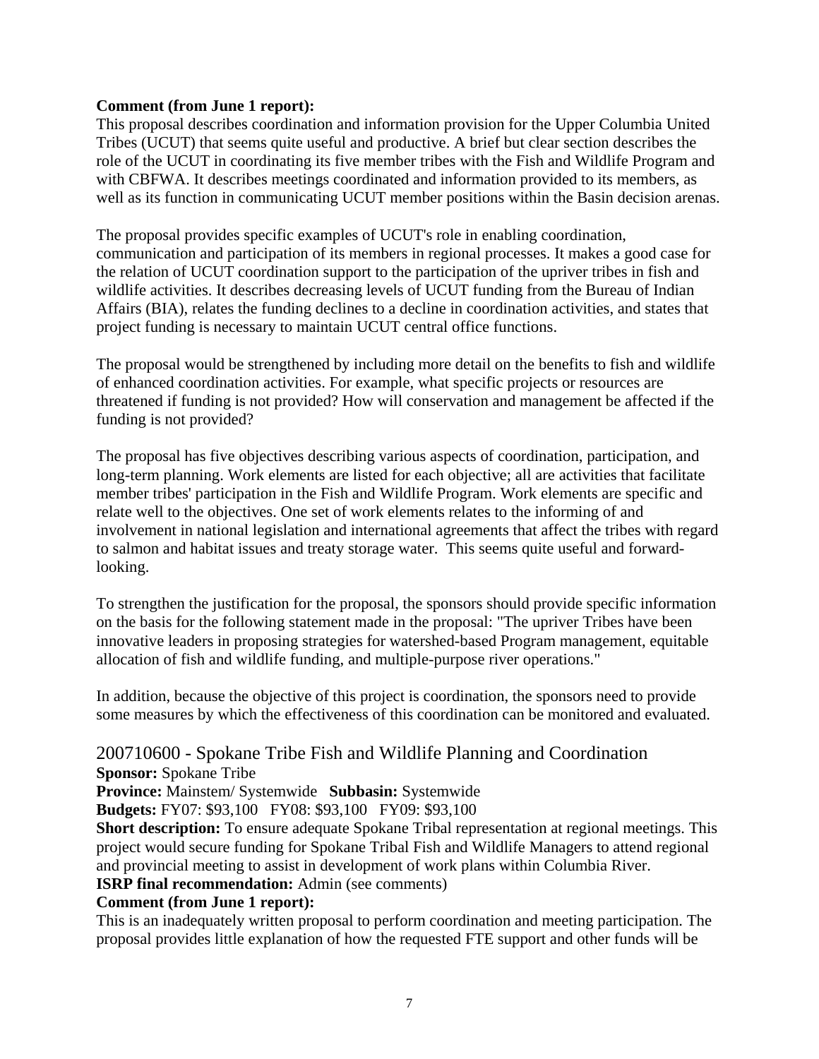**Comment (from June 1 report):**

This proposal describes coordination and information provision for the Upper Columbia United Tribes (UCUT) that seems quite useful and productive. A brief but clear section describes the role of the UCUT in coordinating its five member tribes with the Fish and Wildlife Program and with CBFWA. It describes meetings coordinated and information provided to its members, as well as its function in communicating UCUT member positions within the Basin decision arenas.

The proposal provides specific examples of UCUT's role in enabling coordination, communication and participation of its members in regional processes. It makes a good case for the relation of UCUT coordination support to the participation of the upriver tribes in fish and wildlife activities. It describes decreasing levels of UCUT funding from the Bureau of Indian Affairs (BIA), relates the funding declines to a decline in coordination activities, and states that project funding is necessary to maintain UCUT central office functions.

The proposal would be strengthened by including more detail on the benefits to fish and wildlife of enhanced coordination activities. For example, what specific projects or resources are threatened if funding is not provided? How will conservation and management be affected if the funding is not provided?

The proposal has five objectives describing various aspects of coordination, participation, and long-term planning. Work elements are listed for each objective; all are activities that facilitate member tribes' participation in the Fish and Wildlife Program. Work elements are specific and relate well to the objectives. One set of work elements relates to the informing of and involvement in national legislation and international agreements that affect the tribes with regard to salmon and habitat issues and treaty storage water. This seems quite useful and forward-looking.

To strengthen the justification for the proposal, the sponsors should provide specific information on the basis for the following statement made in the proposal: "The upriver Tribes have been innovative leaders in proposing strategies for watershed-based Program management, equitable allocation of fish and wildlife funding, and multiple-purpose river operations."

In addition, because the objective of this project is coordination, the sponsors need to provide some measures by which the effectiveness of this coordination can be monitored and evaluated.

## 200710600 - Spokane Tribe Fish and Wildlife Planning and Coordination

**Sponsor:** Spokane Tribe

**Province:** Mainstem/ Systemwide **Subbasin:** Systemwide

**Budgets:** FY07: $93,100 FY08: $93,100 FY09: $93,100

**Short description:** To ensure adequate Spokane Tribal representation at regional meetings. This project would secure funding for Spokane Tribal Fish and Wildlife Managers to attend regional and provincial meeting to assist in development of work plans within Columbia River.

**ISRP final recommendation:** Admin (see comments)

**Comment (from June 1 report):**

This is an inadequately written proposal to perform coordination and meeting participation. The proposal provides little explanation of how the requested FTE support and other funds will be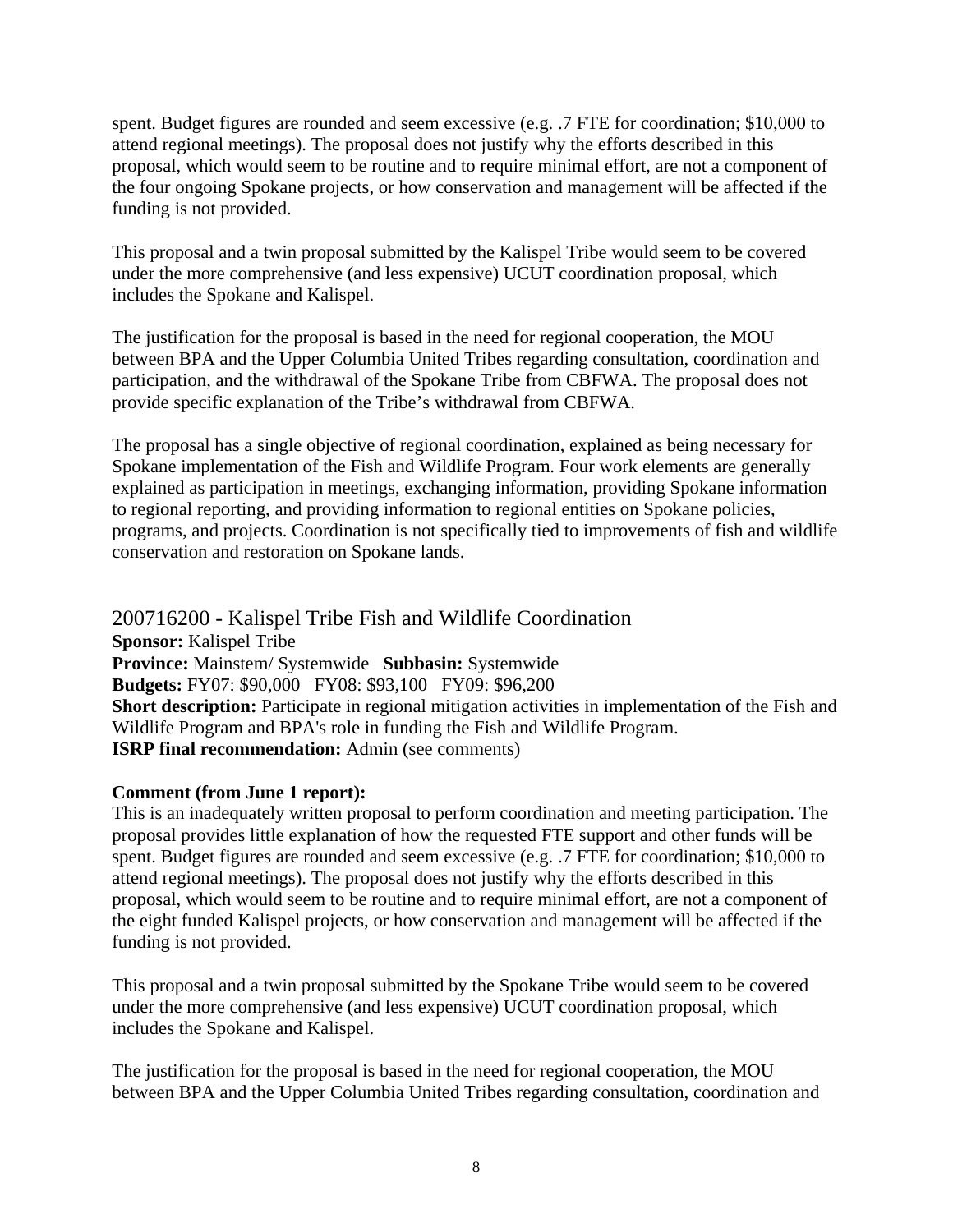spent. Budget figures are rounded and seem excessive (e.g. .7 FTE for coordination; $10,000 to attend regional meetings). The proposal does not justify why the efforts described in this proposal, which would seem to be routine and to require minimal effort, are not a component of the four ongoing Spokane projects, or how conservation and management will be affected if the funding is not provided.

This proposal and a twin proposal submitted by the Kalispel Tribe would seem to be covered under the more comprehensive (and less expensive) UCUT coordination proposal, which includes the Spokane and Kalispel.

The justification for the proposal is based in the need for regional cooperation, the MOU between BPA and the Upper Columbia United Tribes regarding consultation, coordination and participation, and the withdrawal of the Spokane Tribe from CBFWA. The proposal does not provide specific explanation of the Tribe's withdrawal from CBFWA.

The proposal has a single objective of regional coordination, explained as being necessary for Spokane implementation of the Fish and Wildlife Program. Four work elements are generally explained as participation in meetings, exchanging information, providing Spokane information to regional reporting, and providing information to regional entities on Spokane policies, programs, and projects. Coordination is not specifically tied to improvements of fish and wildlife conservation and restoration on Spokane lands.

## 200716200 - Kalispel Tribe Fish and Wildlife Coordination

**Sponsor:** Kalispel Tribe
**Province:** Mainstem/ Systemwide **Subbasin:** Systemwide
**Budgets:** FY07: $90,000 FY08: $93,100 FY09: $96,200
**Short description:** Participate in regional mitigation activities in implementation of the Fish and Wildlife Program and BPA's role in funding the Fish and Wildlife Program.
**ISRP final recommendation:** Admin (see comments)

**Comment (from June 1 report):**
This is an inadequately written proposal to perform coordination and meeting participation. The proposal provides little explanation of how the requested FTE support and other funds will be spent. Budget figures are rounded and seem excessive (e.g. .7 FTE for coordination; $10,000 to attend regional meetings). The proposal does not justify why the efforts described in this proposal, which would seem to be routine and to require minimal effort, are not a component of the eight funded Kalispel projects, or how conservation and management will be affected if the funding is not provided.

This proposal and a twin proposal submitted by the Spokane Tribe would seem to be covered under the more comprehensive (and less expensive) UCUT coordination proposal, which includes the Spokane and Kalispel.

The justification for the proposal is based in the need for regional cooperation, the MOU between BPA and the Upper Columbia United Tribes regarding consultation, coordination and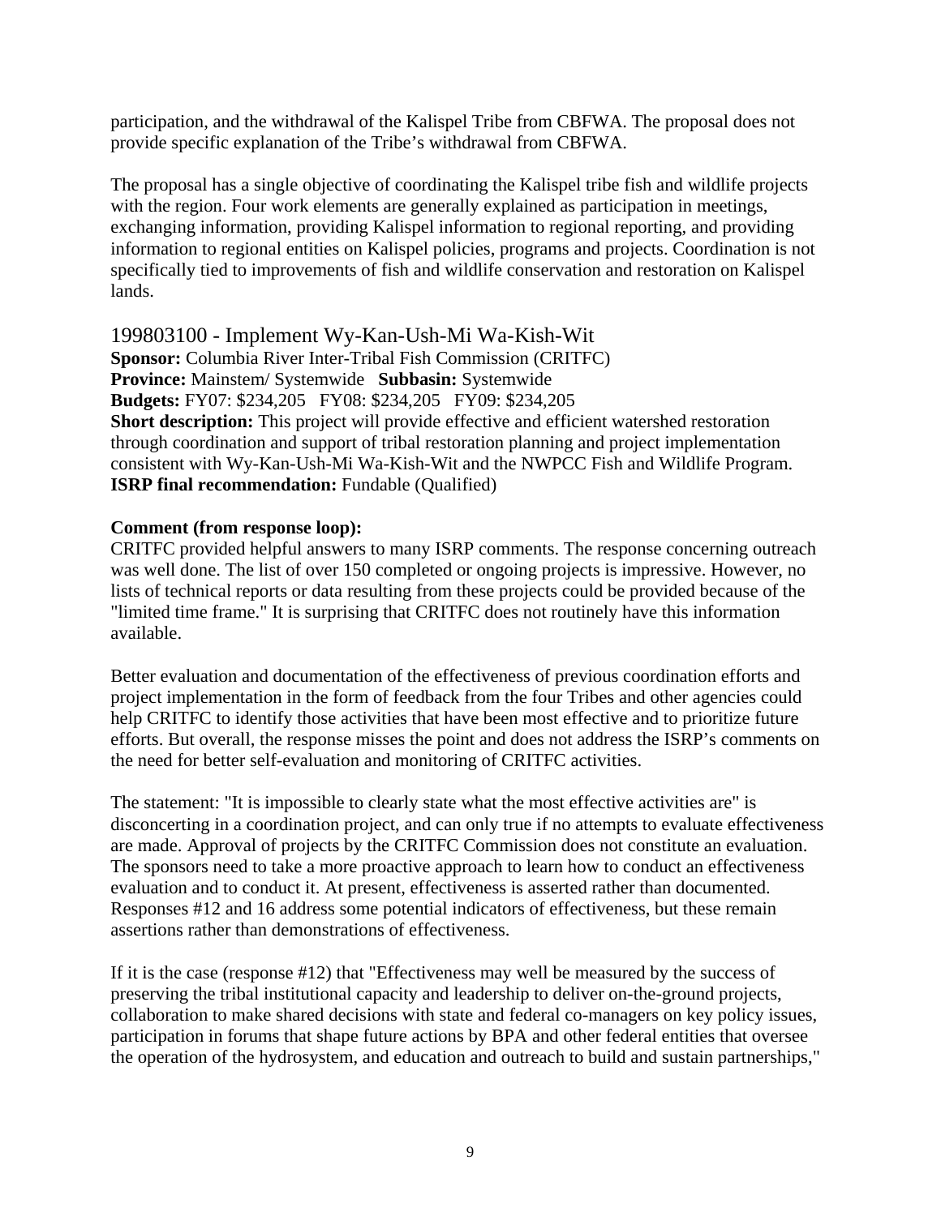participation, and the withdrawal of the Kalispel Tribe from CBFWA. The proposal does not provide specific explanation of the Tribe's withdrawal from CBFWA.

The proposal has a single objective of coordinating the Kalispel tribe fish and wildlife projects with the region. Four work elements are generally explained as participation in meetings, exchanging information, providing Kalispel information to regional reporting, and providing information to regional entities on Kalispel policies, programs and projects. Coordination is not specifically tied to improvements of fish and wildlife conservation and restoration on Kalispel lands.

## 199803100 - Implement Wy-Kan-Ush-Mi Wa-Kish-Wit

**Sponsor:** Columbia River Inter-Tribal Fish Commission (CRITFC)
**Province:** Mainstem/ Systemwide **Subbasin:** Systemwide
**Budgets:** FY07: $234,205 FY08: $234,205 FY09: $234,205
**Short description:** This project will provide effective and efficient watershed restoration through coordination and support of tribal restoration planning and project implementation consistent with Wy-Kan-Ush-Mi Wa-Kish-Wit and the NWPCC Fish and Wildlife Program.
**ISRP final recommendation:** Fundable (Qualified)

**Comment (from response loop):**
CRITFC provided helpful answers to many ISRP comments. The response concerning outreach was well done. The list of over 150 completed or ongoing projects is impressive. However, no lists of technical reports or data resulting from these projects could be provided because of the "limited time frame." It is surprising that CRITFC does not routinely have this information available.

Better evaluation and documentation of the effectiveness of previous coordination efforts and project implementation in the form of feedback from the four Tribes and other agencies could help CRITFC to identify those activities that have been most effective and to prioritize future efforts. But overall, the response misses the point and does not address the ISRP's comments on the need for better self-evaluation and monitoring of CRITFC activities.

The statement: "It is impossible to clearly state what the most effective activities are" is disconcerting in a coordination project, and can only true if no attempts to evaluate effectiveness are made. Approval of projects by the CRITFC Commission does not constitute an evaluation. The sponsors need to take a more proactive approach to learn how to conduct an effectiveness evaluation and to conduct it. At present, effectiveness is asserted rather than documented. Responses #12 and 16 address some potential indicators of effectiveness, but these remain assertions rather than demonstrations of effectiveness.

If it is the case (response #12) that "Effectiveness may well be measured by the success of preserving the tribal institutional capacity and leadership to deliver on-the-ground projects, collaboration to make shared decisions with state and federal co-managers on key policy issues, participation in forums that shape future actions by BPA and other federal entities that oversee the operation of the hydrosystem, and education and outreach to build and sustain partnerships,"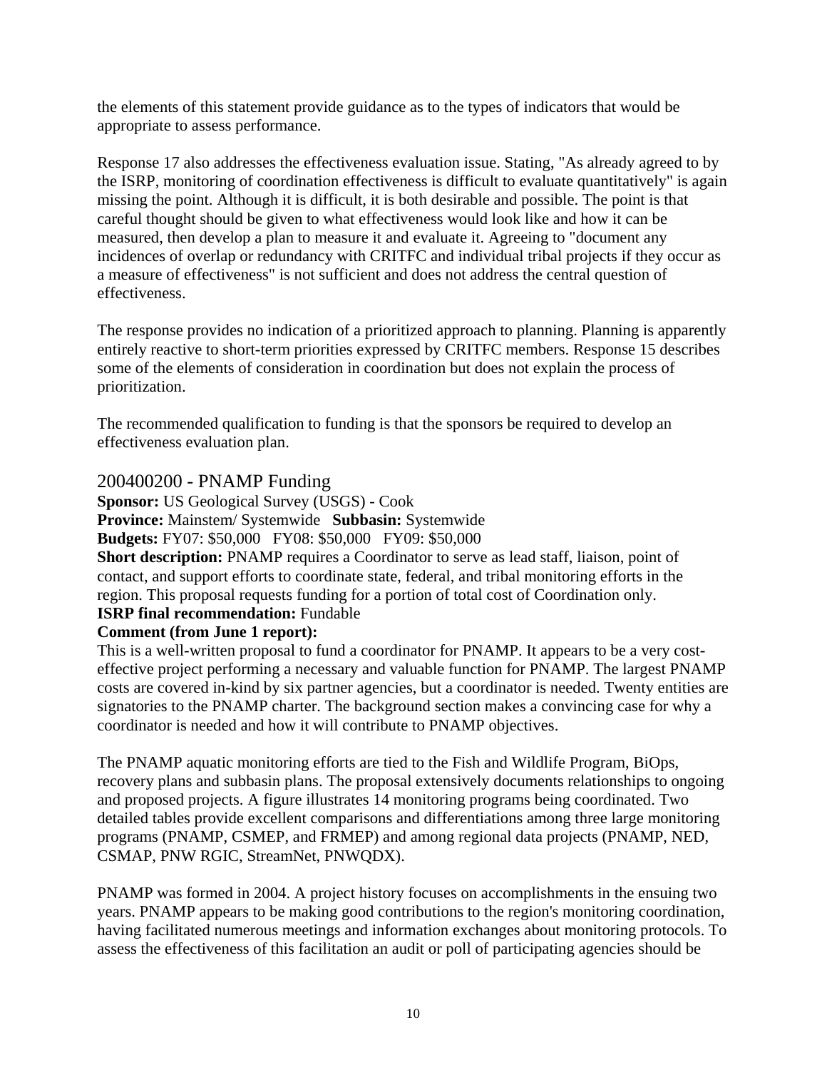the elements of this statement provide guidance as to the types of indicators that would be appropriate to assess performance.

Response 17 also addresses the effectiveness evaluation issue. Stating, "As already agreed to by the ISRP, monitoring of coordination effectiveness is difficult to evaluate quantitatively" is again missing the point. Although it is difficult, it is both desirable and possible. The point is that careful thought should be given to what effectiveness would look like and how it can be measured, then develop a plan to measure it and evaluate it. Agreeing to "document any incidences of overlap or redundancy with CRITFC and individual tribal projects if they occur as a measure of effectiveness" is not sufficient and does not address the central question of effectiveness.

The response provides no indication of a prioritized approach to planning. Planning is apparently entirely reactive to short-term priorities expressed by CRITFC members. Response 15 describes some of the elements of consideration in coordination but does not explain the process of prioritization.

The recommended qualification to funding is that the sponsors be required to develop an effectiveness evaluation plan.

## 200400200 - PNAMP Funding

**Sponsor:** US Geological Survey (USGS) - Cook
**Province:** Mainstem/ Systemwide **Subbasin:** Systemwide
**Budgets:** FY07: $50,000 FY08: $50,000 FY09: $50,000
**Short description:** PNAMP requires a Coordinator to serve as lead staff, liaison, point of contact, and support efforts to coordinate state, federal, and tribal monitoring efforts in the region. This proposal requests funding for a portion of total cost of Coordination only.
**ISRP final recommendation:** Fundable
**Comment (from June 1 report):**
This is a well-written proposal to fund a coordinator for PNAMP. It appears to be a very cost-effective project performing a necessary and valuable function for PNAMP. The largest PNAMP costs are covered in-kind by six partner agencies, but a coordinator is needed. Twenty entities are signatories to the PNAMP charter. The background section makes a convincing case for why a coordinator is needed and how it will contribute to PNAMP objectives.

The PNAMP aquatic monitoring efforts are tied to the Fish and Wildlife Program, BiOps, recovery plans and subbasin plans. The proposal extensively documents relationships to ongoing and proposed projects. A figure illustrates 14 monitoring programs being coordinated. Two detailed tables provide excellent comparisons and differentiations among three large monitoring programs (PNAMP, CSMEP, and FRMEP) and among regional data projects (PNAMP, NED, CSMAP, PNW RGIC, StreamNet, PNWQDX).

PNAMP was formed in 2004. A project history focuses on accomplishments in the ensuing two years. PNAMP appears to be making good contributions to the region's monitoring coordination, having facilitated numerous meetings and information exchanges about monitoring protocols. To assess the effectiveness of this facilitation an audit or poll of participating agencies should be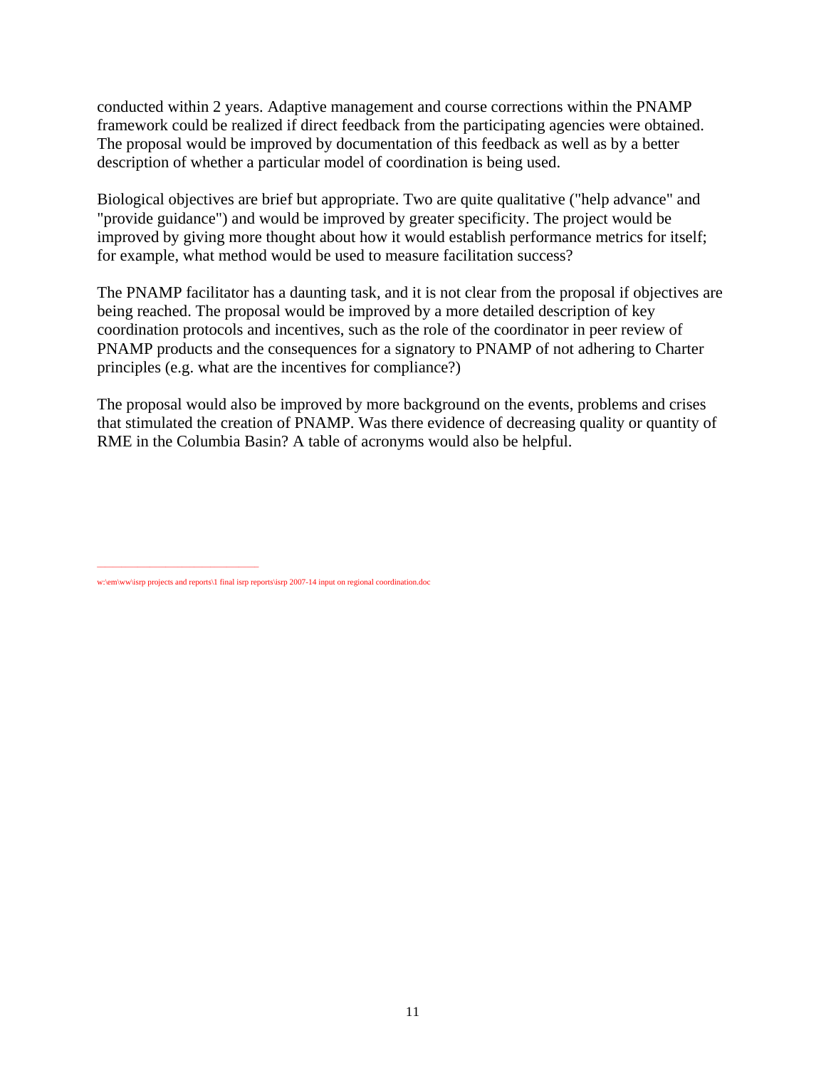conducted within 2 years. Adaptive management and course corrections within the PNAMP framework could be realized if direct feedback from the participating agencies were obtained. The proposal would be improved by documentation of this feedback as well as by a better description of whether a particular model of coordination is being used.

Biological objectives are brief but appropriate. Two are quite qualitative ("help advance" and "provide guidance") and would be improved by greater specificity. The project would be improved by giving more thought about how it would establish performance metrics for itself; for example, what method would be used to measure facilitation success?

The PNAMP facilitator has a daunting task, and it is not clear from the proposal if objectives are being reached. The proposal would be improved by a more detailed description of key coordination protocols and incentives, such as the role of the coordinator in peer review of PNAMP products and the consequences for a signatory to PNAMP of not adhering to Charter principles (e.g. what are the incentives for compliance?)

The proposal would also be improved by more background on the events, problems and crises that stimulated the creation of PNAMP. Was there evidence of decreasing quality or quantity of RME in the Columbia Basin? A table of acronyms would also be helpful.

---

w:\em\ww\isrp projects and reports\1 final isrp reports\isrp 2007-14 input on regional coordination.doc